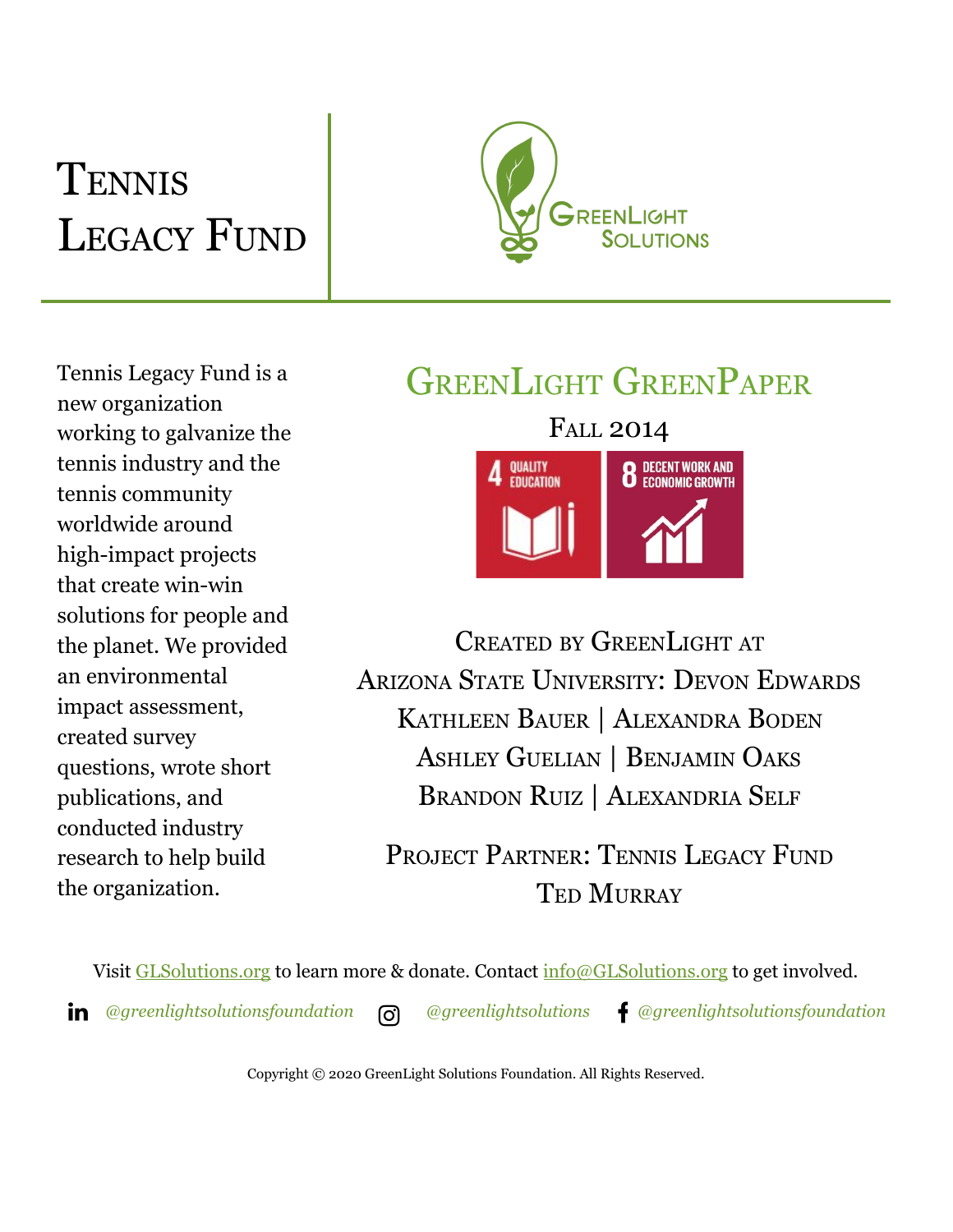# Tennis Legacy Fund

GreenLight Solutions

Tennis Legacy Fund is a new organization working to galvanize the tennis industry and the tennis community worldwide around high-impact projects that create win-win solutions for people and the planet. We provided an environmental impact assessment, created survey questions, wrote short publications, and conducted industry research to help build the organization.

## GreenLight GreenPaper

Fall 2014

4 QUALITY EDUCATION

8 DECENT WORK AND ECONOMIC GROWTH

Created by GreenLight at Arizona State University: Devon Edwards
Kathleen Bauer | Alexandra Boden
Ashley Guelian | Benjamin Oaks
Brandon Ruiz | Alexandria Self

Project Partner: Tennis Legacy Fund
Ted Murray

Visit GLSolutions.org to learn more & donate. Contact info@GLSolutions.org to get involved.

*@greenlightsolutionsfoundation* *@greenlightsolutions* *@greenlightsolutionsfoundation*

Copyright © 2020 GreenLight Solutions Foundation. All Rights Reserved.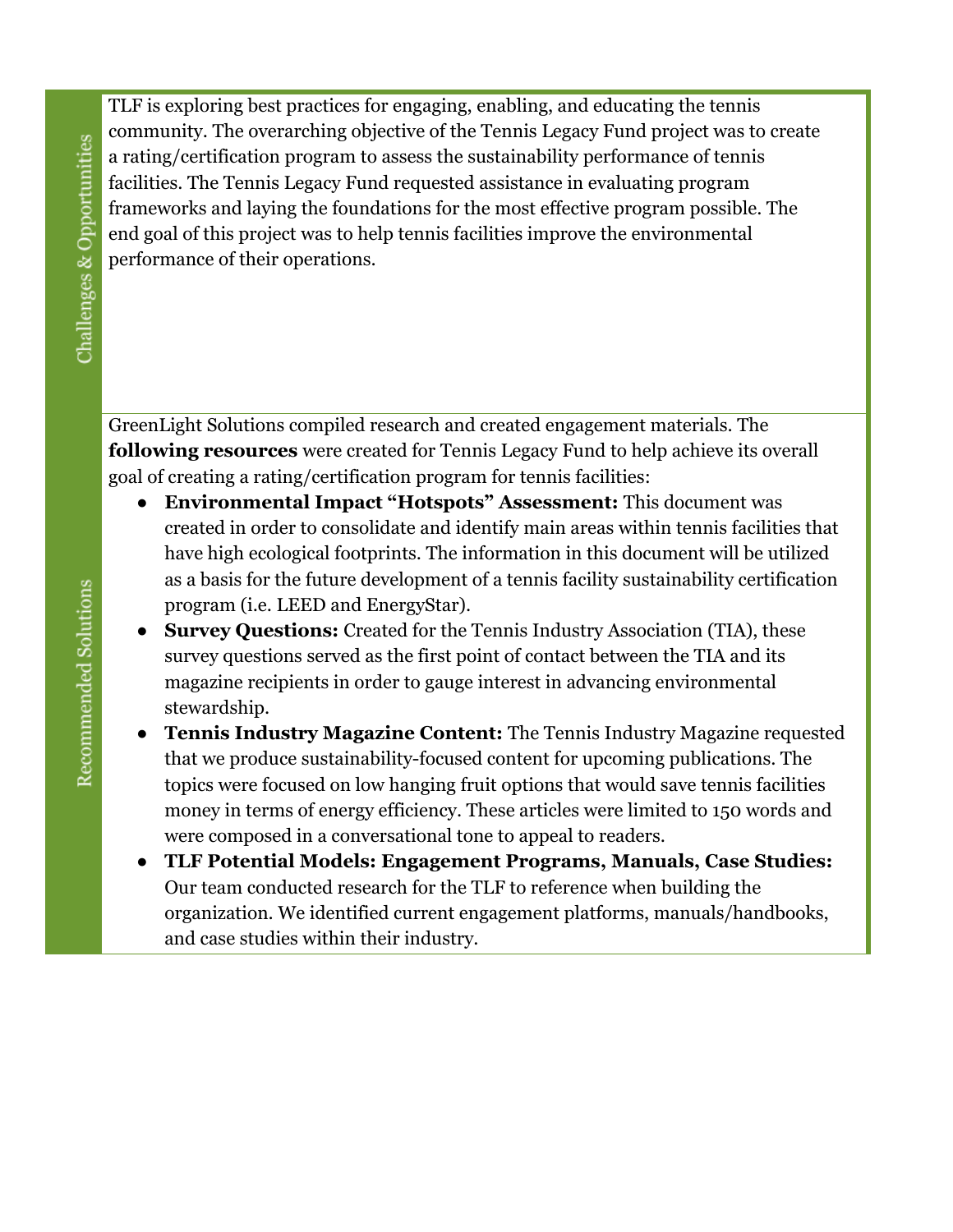## Challenges & Opportunities

TLF is exploring best practices for engaging, enabling, and educating the tennis community. The overarching objective of the Tennis Legacy Fund project was to create a rating/certification program to assess the sustainability performance of tennis facilities. The Tennis Legacy Fund requested assistance in evaluating program frameworks and laying the foundations for the most effective program possible. The end goal of this project was to help tennis facilities improve the environmental performance of their operations.

## Recommended Solutions

GreenLight Solutions compiled research and created engagement materials. The **following resources** were created for Tennis Legacy Fund to help achieve its overall goal of creating a rating/certification program for tennis facilities:

- **Environmental Impact "Hotspots" Assessment:** This document was created in order to consolidate and identify main areas within tennis facilities that have high ecological footprints. The information in this document will be utilized as a basis for the future development of a tennis facility sustainability certification program (i.e. LEED and EnergyStar).
- **Survey Questions:** Created for the Tennis Industry Association (TIA), these survey questions served as the first point of contact between the TIA and its magazine recipients in order to gauge interest in advancing environmental stewardship.
- **Tennis Industry Magazine Content:** The Tennis Industry Magazine requested that we produce sustainability-focused content for upcoming publications. The topics were focused on low hanging fruit options that would save tennis facilities money in terms of energy efficiency. These articles were limited to 150 words and were composed in a conversational tone to appeal to readers.
- **TLF Potential Models: Engagement Programs, Manuals, Case Studies:** Our team conducted research for the TLF to reference when building the organization. We identified current engagement platforms, manuals/handbooks, and case studies within their industry.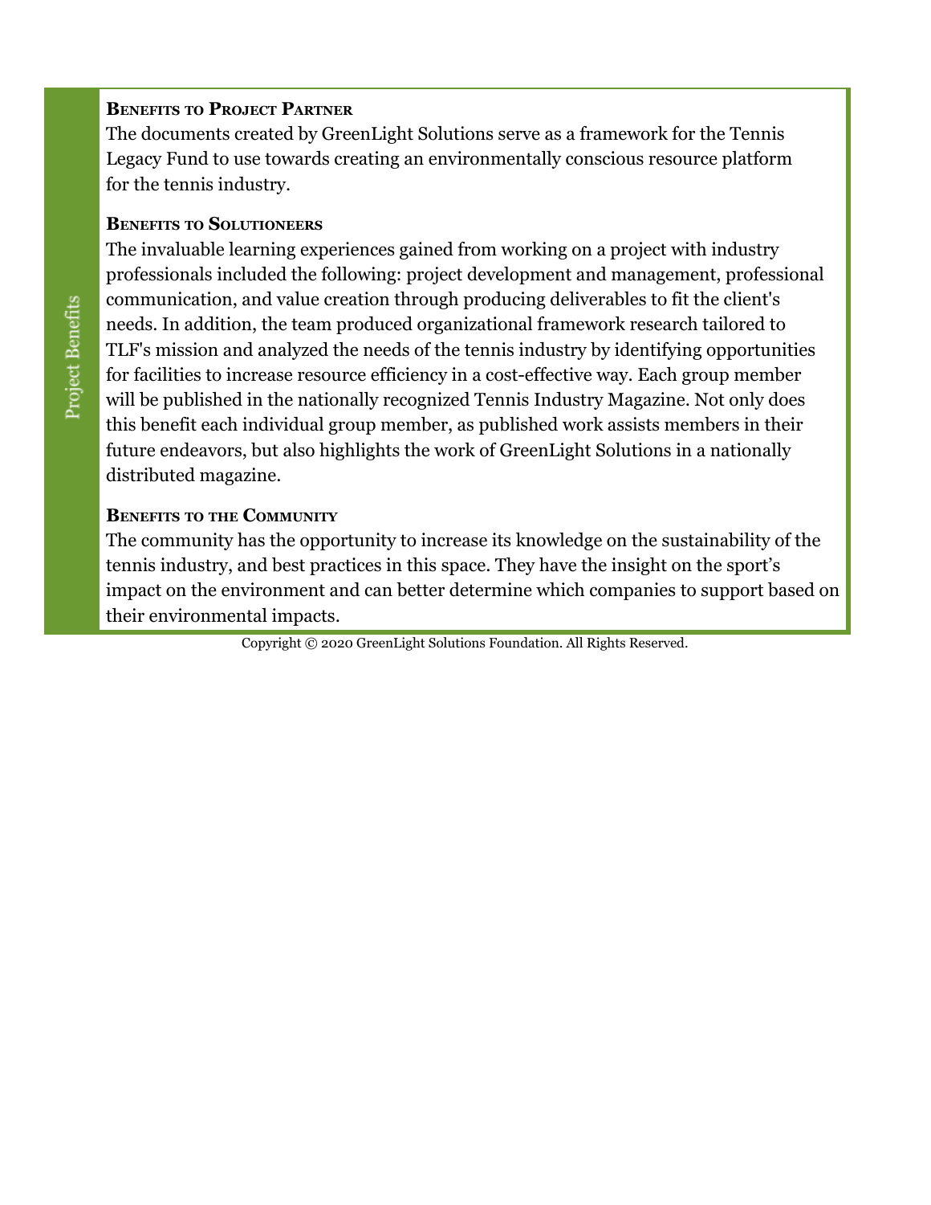## Project Benefits

### Benefits to Project Partner

The documents created by GreenLight Solutions serve as a framework for the Tennis Legacy Fund to use towards creating an environmentally conscious resource platform for the tennis industry.

### Benefits to Solutioneers

The invaluable learning experiences gained from working on a project with industry professionals included the following: project development and management, professional communication, and value creation through producing deliverables to fit the client's needs. In addition, the team produced organizational framework research tailored to TLF's mission and analyzed the needs of the tennis industry by identifying opportunities for facilities to increase resource efficiency in a cost-effective way. Each group member will be published in the nationally recognized Tennis Industry Magazine. Not only does this benefit each individual group member, as published work assists members in their future endeavors, but also highlights the work of GreenLight Solutions in a nationally distributed magazine.

### Benefits to the Community

The community has the opportunity to increase its knowledge on the sustainability of the tennis industry, and best practices in this space. They have the insight on the sport's impact on the environment and can better determine which companies to support based on their environmental impacts.

Copyright © 2020 GreenLight Solutions Foundation. All Rights Reserved.